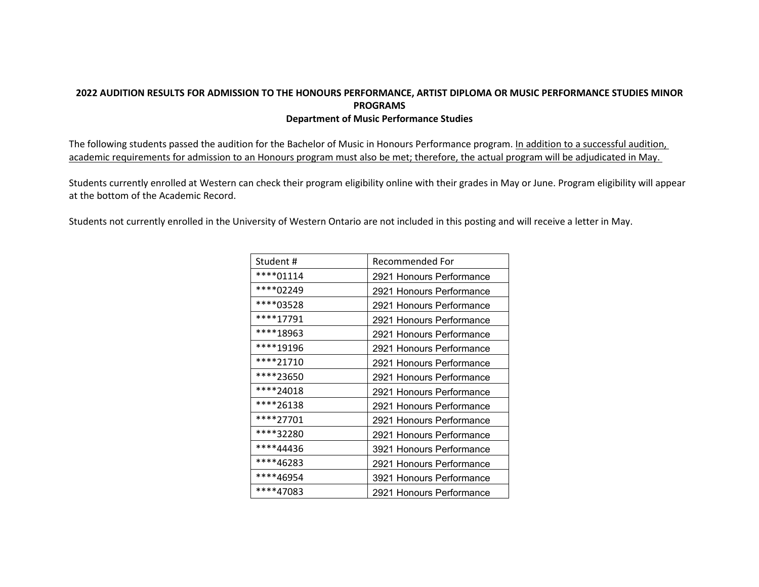**2022 AUDITION RESULTS FOR ADMISSION TO THE HONOURS PERFORMANCE, ARTIST DIPLOMA OR MUSIC PERFORMANCE STUDIES MINOR PROGRAMS**

**Department of Music Performance Studies**

The following students passed the audition for the Bachelor of Music in Honours Performance program. <u>In addition to a successful audition, academic requirements for admission to an Honours program must also be met; therefore, the actual program will be adjudicated in May.</u>

Students currently enrolled at Western can check their program eligibility online with their grades in May or June. Program eligibility will appear at the bottom of the Academic Record.

Students not currently enrolled in the University of Western Ontario are not included in this posting and will receive a letter in May.

| Student # | Recommended For |
|---|---|
| ****01114 | 2921 Honours Performance |
| ****02249 | 2921 Honours Performance |
| ****03528 | 2921 Honours Performance |
| ****17791 | 2921 Honours Performance |
| ****18963 | 2921 Honours Performance |
| ****19196 | 2921 Honours Performance |
| ****21710 | 2921 Honours Performance |
| ****23650 | 2921 Honours Performance |
| ****24018 | 2921 Honours Performance |
| ****26138 | 2921 Honours Performance |
| ****27701 | 2921 Honours Performance |
| ****32280 | 2921 Honours Performance |
| ****44436 | 3921 Honours Performance |
| ****46283 | 2921 Honours Performance |
| ****46954 | 3921 Honours Performance |
| ****47083 | 2921 Honours Performance |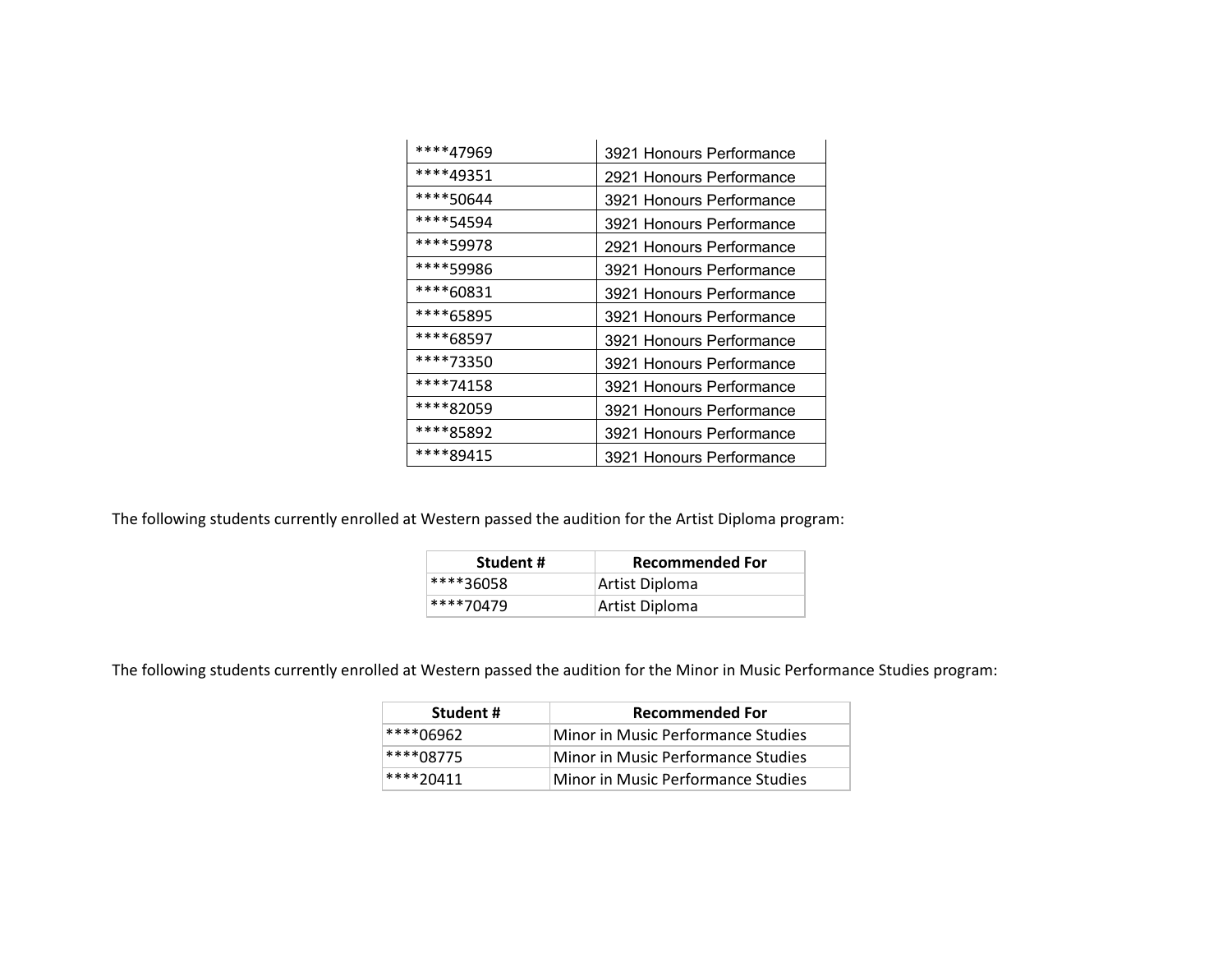| | |
|---|---|
| ****47969 | 3921 Honours Performance |
| ****49351 | 2921 Honours Performance |
| ****50644 | 3921 Honours Performance |
| ****54594 | 3921 Honours Performance |
| ****59978 | 2921 Honours Performance |
| ****59986 | 3921 Honours Performance |
| ****60831 | 3921 Honours Performance |
| ****65895 | 3921 Honours Performance |
| ****68597 | 3921 Honours Performance |
| ****73350 | 3921 Honours Performance |
| ****74158 | 3921 Honours Performance |
| ****82059 | 3921 Honours Performance |
| ****85892 | 3921 Honours Performance |
| ****89415 | 3921 Honours Performance |

The following students currently enrolled at Western passed the audition for the Artist Diploma program:

| Student # | Recommended For |
|---|---|
| ****36058 | Artist Diploma |
| ****70479 | Artist Diploma |

The following students currently enrolled at Western passed the audition for the Minor in Music Performance Studies program:

| Student # | Recommended For |
|---|---|
| ****06962 | Minor in Music Performance Studies |
| ****08775 | Minor in Music Performance Studies |
| ****20411 | Minor in Music Performance Studies |